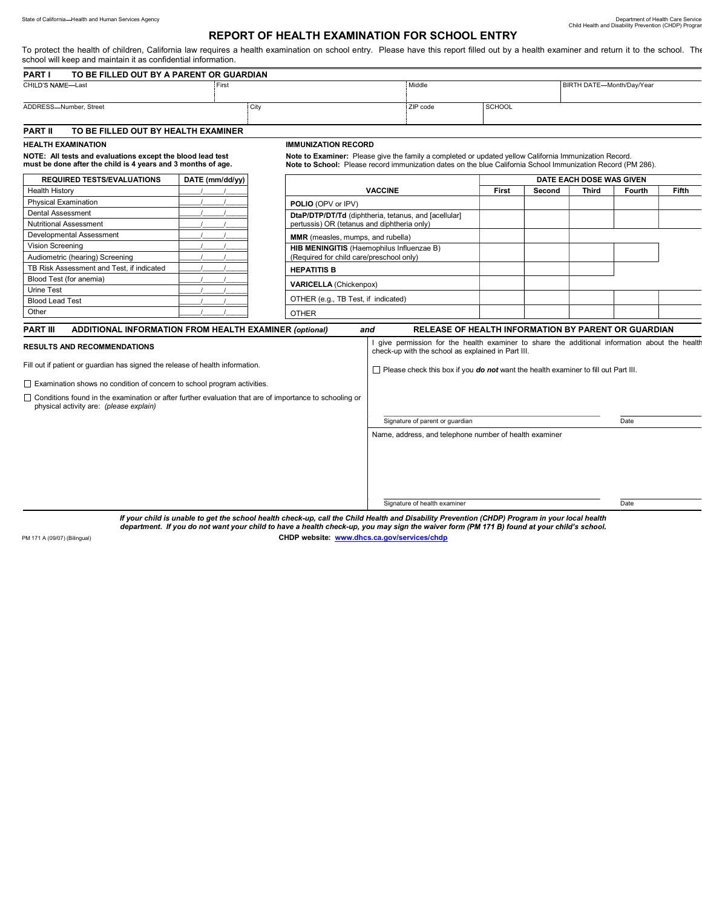State of California—Health and Human Services Agency

Department of Health Care Services
Child Health and Disability Prevention (CHDP) Program

# REPORT OF HEALTH EXAMINATION FOR SCHOOL ENTRY

To protect the health of children, California law requires a health examination on school entry. Please have this report filled out by a health examiner and return it to the school. The school will keep and maintain it as confidential information.

## PART I TO BE FILLED OUT BY A PARENT OR GUARDIAN

| CHILD'S NAME—Last | First | Middle | BIRTH DATE—Month/Day/Year |
|---|---|---|---|
| | | | |

| ADDRESS—Number, Street | City | ZIP code | SCHOOL |
|---|---|---|---|
| | | | |

## PART II TO BE FILLED OUT BY HEALTH EXAMINER

### HEALTH EXAMINATION

**NOTE: All tests and evaluations except the blood lead test must be done after the child is 4 years and 3 months of age.**

| REQUIRED TESTS/EVALUATIONS | DATE (mm/dd/yy) |
|---|---|
| Health History | ___/___/___ |
| Physical Examination | ___/___/___ |
| Dental Assessment | ___/___/___ |
| Nutritional Assessment | ___/___/___ |
| Developmental Assessment | ___/___/___ |
| Vision Screening | ___/___/___ |
| Audiometric (hearing) Screening | ___/___/___ |
| TB Risk Assessment and Test, if indicated | ___/___/___ |
| Blood Test (for anemia) | ___/___/___ |
| Urine Test | ___/___/___ |
| Blood Lead Test | ___/___/___ |
| Other | ___/___/___ |

### IMMUNIZATION RECORD

**Note to Examiner:** Please give the family a completed or updated yellow California Immunization Record.
**Note to School:** Please record immunization dates on the blue California School Immunization Record (PM 286).

| VACCINE | DATE EACH DOSE WAS GIVEN | | | | |
|---|---|---|---|---|---|
| | First | Second | Third | Fourth | Fifth |
| **POLIO** (OPV or IPV) | | | | | |
| **DtaP/DTP/DT/Td** (diphtheria, tetanus, and [acellular] pertussis) OR (tetanus and diphtheria only) | | | | | |
| **MMR** (measles, mumps, and rubella) | | | | | |
| **HIB MENINGITIS** (Haemophilus Influenzae B) (Required for child care/preschool only) | | | | | |
| **HEPATITIS B** | | | | | |
| **VARICELLA** (Chickenpox) | | | | | |
| OTHER (e.g., TB Test, if indicated) | | | | | |
| OTHER | | | | | |

## PART III ADDITIONAL INFORMATION FROM HEALTH EXAMINER *(optional)* *and* RELEASE OF HEALTH INFORMATION BY PARENT OR GUARDIAN

### RESULTS AND RECOMMENDATIONS

Fill out if patient or guardian has signed the release of health information.

☐ Examination shows no condition of concern to school program activities.

☐ Conditions found in the examination or after further evaluation that are of importance to schooling or physical activity are: *(please explain)*

I give permission for the health examiner to share the additional information about the health check-up with the school as explained in Part III.

☐ Please check this box if you ***do not*** want the health examiner to fill out Part III.

Signature of parent or guardian ______________________ Date __________

Name, address, and telephone number of health examiner

Signature of health examiner ______________________ Date __________

***If your child is unable to get the school health check-up, call the Child Health and Disability Prevention (CHDP) Program in your local health department. If you do not want your child to have a health check-up, you may sign the waiver form (PM 171 B) found at your child's school.***

PM 171 A (09/07) (Bilingual)

**CHDP website: www.dhcs.ca.gov/services/chdp**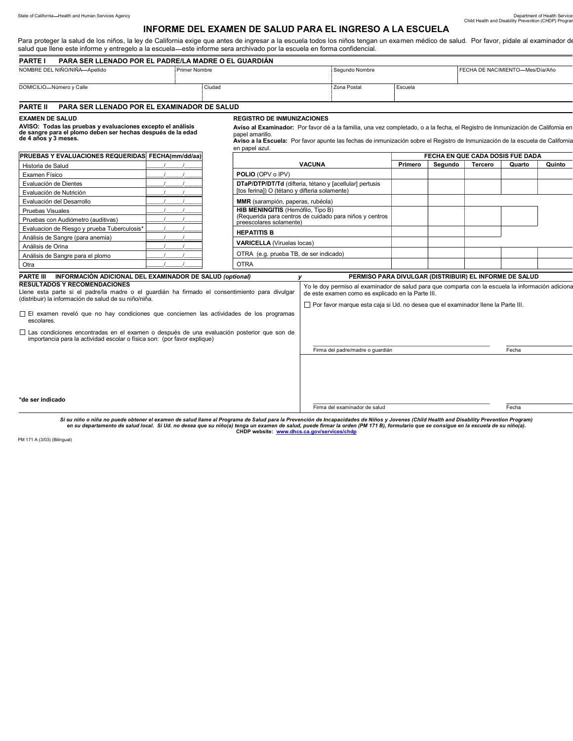State of California—Health and Human Services Agency

Department of Health Service
Child Health and Disability Prevention (CHDP) Program

# INFORME DEL EXAMEN DE SALUD PARA EL INGRESO A LA ESCUELA

Para proteger la salud de los niños, la ley de California exige que antes de ingresar a la escuela todos los niños tengan un examen médico de salud. Por favor, pidale al examinador de salud que llene este informe y entregelo a la escuela—este informe sera archivado por la escuela en forma confidencial.

## PARTE I PARA SER LLENADO POR EL PADRE/LA MADRE O EL GUARDIÁN

| NOMBRE DEL NIÑO/NIÑA—Apellido | Primer Nombre | Segundo Nombre | FECHA DE NACIMIENTO—Mes/Día/Año |
|---|---|---|---|
| | | | |

| DOMICILIO—Número y Calle | Ciudad | Zona Postal | Escuela |
|---|---|---|---|
| | | | |

## PARTE II PARA SER LLENADO POR EL EXAMINADOR DE SALUD

### EXAMEN DE SALUD

**AVISO: Todas las pruebas y evaluaciones excepto el análisis de sangre para el plomo deben ser hechas después de la edad de 4 años y 3 meses.**

| PRUEBAS Y EVALUACIONES REQUERIDAS | FECHA(mm/dd/aa) |
|---|---|
| Historia de Salud | ____/____/____ |
| Examen Físico | ____/____/____ |
| Evaluación de Dientes | ____/____/____ |
| Evaluación de Nutrición | ____/____/____ |
| Evaluación del Desarrollo | ____/____/____ |
| Pruebas Visuales | ____/____/____ |
| Pruebas con Audiómetro (auditivas) | ____/____/____ |
| Evaluacion de Riesgo y prueba Tuberculosis* | ____/____/____ |
| Análisis de Sangre (para anemia) | ____/____/____ |
| Análisis de Orina | ____/____/____ |
| Análisis de Sangre para el plomo | ____/____/____ |
| Otra | ____/____/____ |

### REGISTRO DE INMUNIZACIONES

**Aviso al Examinador:** Por favor dé a la familia, una vez completado, o a la fecha, el Registro de Inmunización de California en papel amarillo.

**Aviso a la Escuela:** Por favor apunte las fechas de inmunización sobre el Registro de Inmunización de la escuela de California en papel azul.

| VACUNA | FECHA EN QUE CADA DOSIS FUE DADA | | | | |
|---|---|---|---|---|---|
| | Primero | Segundo | Tercero | Quarto | Quinto |
| **POLIO** (OPV o IPV) | | | | | |
| **DTaP/DTP/DT/Td** (difteria, tétano y [acellular] pertusis [tos ferina]) O (tétano y difteria solamente) | | | | | |
| **MMR** (sarampión, paperas, rubéola) | | | | | |
| **HIB MENINGITIS** (Hemófilo, Tipo B) (Requerida para centros de cuidado para niños y centros preescolares solamente) | | | | | |
| **HEPATITIS B** | | | | | |
| **VARICELLA** (Viruelas locas) | | | | | |
| OTRA (e.g. prueba TB, de ser indicado) | | | | | |
| OTRA | | | | | |

## PARTE III INFORMACIÓN ADICIONAL DEL EXAMINADOR DE SALUD *(optional)* *y* PERMISO PARA DIVULGAR (DISTRIBUIR) EL INFORME DE SALUD

### RESULTADOS Y RECOMENDACIONES

Llene esta parte si el padre/la madre o el guardián ha firmado el consentimiento para divulgar (distribuir) la información de salud de su niño/niña.

☐ El examen reveló que no hay condiciones que conciernen las actividades de los programas escolares.

☐ Las condiciones encontradas en el examen o después de una evaluación posterior que son de importancia para la actividad escolar o física son: (por favor explique)

*de ser indicado

Yo le doy permiso al examinador de salud para que comparta con la escuela la información adicional de este examen como es explicado en la Parte III.

☐ Por favor marque esta caja si Ud. no desea que el examinador llene la Parte III.

Firma del padre/madre o guardián ____________ Fecha ________

Firma del examinador de salud ____________ Fecha ________

*Si su niño o niña no puede obtener el examen de salud llame al Programa de Salud para la Prevención de Incapacidades de Niños y Jovenes (Child Health and Disability Prevention Program) en su departamento de salud local. Si Ud. no desea que su niño(a) tenga un examen de salud, puede firmar la orden (PM 171 B), formulario que se consigue en la escuela de su niño(a).*

**CHDP website: www.dhcs.ca.gov/services/chdp**

PM 171 A (3/03) (Bilingual)